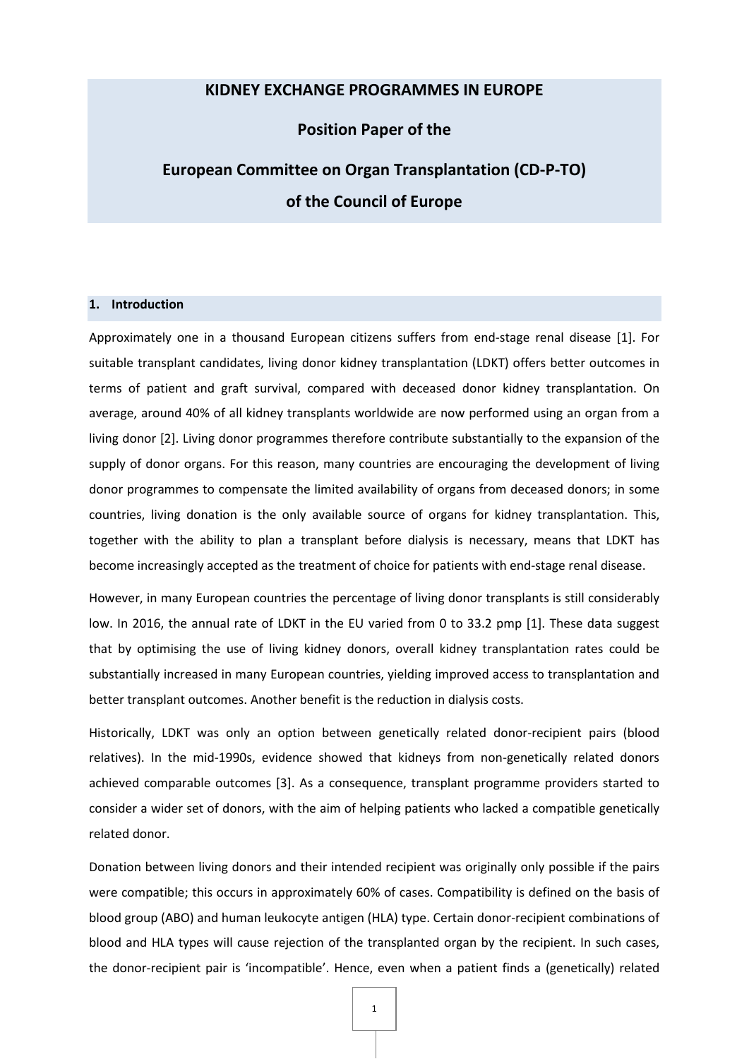# KIDNEY EXCHANGE PROGRAMMES IN EUROPE

## Position Paper of the

## European Committee on Organ Transplantation (CD-P-TO)

## of the Council of Europe

## 1. Introduction

Approximately one in a thousand European citizens suffers from end-stage renal disease [1]. For suitable transplant candidates, living donor kidney transplantation (LDKT) offers better outcomes in terms of patient and graft survival, compared with deceased donor kidney transplantation. On average, around 40% of all kidney transplants worldwide are now performed using an organ from a living donor [2]. Living donor programmes therefore contribute substantially to the expansion of the supply of donor organs. For this reason, many countries are encouraging the development of living donor programmes to compensate the limited availability of organs from deceased donors; in some countries, living donation is the only available source of organs for kidney transplantation. This, together with the ability to plan a transplant before dialysis is necessary, means that LDKT has become increasingly accepted as the treatment of choice for patients with end-stage renal disease.

However, in many European countries the percentage of living donor transplants is still considerably low. In 2016, the annual rate of LDKT in the EU varied from 0 to 33.2 pmp [1]. These data suggest that by optimising the use of living kidney donors, overall kidney transplantation rates could be substantially increased in many European countries, yielding improved access to transplantation and better transplant outcomes. Another benefit is the reduction in dialysis costs.

Historically, LDKT was only an option between genetically related donor-recipient pairs (blood relatives). In the mid-1990s, evidence showed that kidneys from non-genetically related donors achieved comparable outcomes [3]. As a consequence, transplant programme providers started to consider a wider set of donors, with the aim of helping patients who lacked a compatible genetically related donor.

Donation between living donors and their intended recipient was originally only possible if the pairs were compatible; this occurs in approximately 60% of cases. Compatibility is defined on the basis of blood group (ABO) and human leukocyte antigen (HLA) type. Certain donor-recipient combinations of blood and HLA types will cause rejection of the transplanted organ by the recipient. In such cases, the donor-recipient pair is 'incompatible'. Hence, even when a patient finds a (genetically) related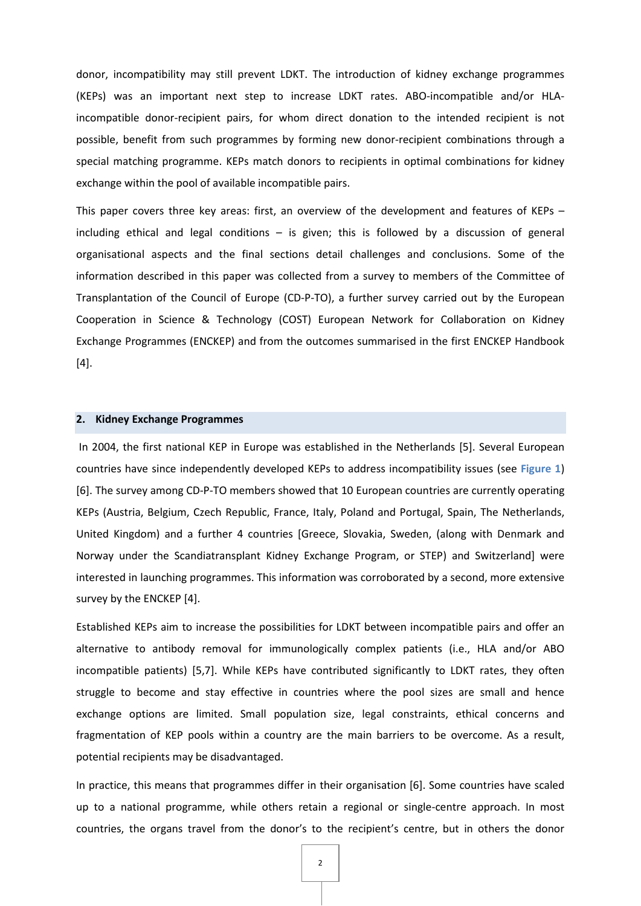donor, incompatibility may still prevent LDKT. The introduction of kidney exchange programmes (KEPs) was an important next step to increase LDKT rates. ABO-incompatible and/or HLA-incompatible donor-recipient pairs, for whom direct donation to the intended recipient is not possible, benefit from such programmes by forming new donor-recipient combinations through a special matching programme. KEPs match donors to recipients in optimal combinations for kidney exchange within the pool of available incompatible pairs.

This paper covers three key areas: first, an overview of the development and features of KEPs – including ethical and legal conditions – is given; this is followed by a discussion of general organisational aspects and the final sections detail challenges and conclusions. Some of the information described in this paper was collected from a survey to members of the Committee of Transplantation of the Council of Europe (CD-P-TO), a further survey carried out by the European Cooperation in Science & Technology (COST) European Network for Collaboration on Kidney Exchange Programmes (ENCKEP) and from the outcomes summarised in the first ENCKEP Handbook [4].

## 2. Kidney Exchange Programmes

In 2004, the first national KEP in Europe was established in the Netherlands [5]. Several European countries have since independently developed KEPs to address incompatibility issues (see **Figure 1**) [6]. The survey among CD-P-TO members showed that 10 European countries are currently operating KEPs (Austria, Belgium, Czech Republic, France, Italy, Poland and Portugal, Spain, The Netherlands, United Kingdom) and a further 4 countries [Greece, Slovakia, Sweden, (along with Denmark and Norway under the Scandiatransplant Kidney Exchange Program, or STEP) and Switzerland] were interested in launching programmes. This information was corroborated by a second, more extensive survey by the ENCKEP [4].

Established KEPs aim to increase the possibilities for LDKT between incompatible pairs and offer an alternative to antibody removal for immunologically complex patients (i.e., HLA and/or ABO incompatible patients) [5,7]. While KEPs have contributed significantly to LDKT rates, they often struggle to become and stay effective in countries where the pool sizes are small and hence exchange options are limited. Small population size, legal constraints, ethical concerns and fragmentation of KEP pools within a country are the main barriers to be overcome. As a result, potential recipients may be disadvantaged.

In practice, this means that programmes differ in their organisation [6]. Some countries have scaled up to a national programme, while others retain a regional or single-centre approach. In most countries, the organs travel from the donor's to the recipient's centre, but in others the donor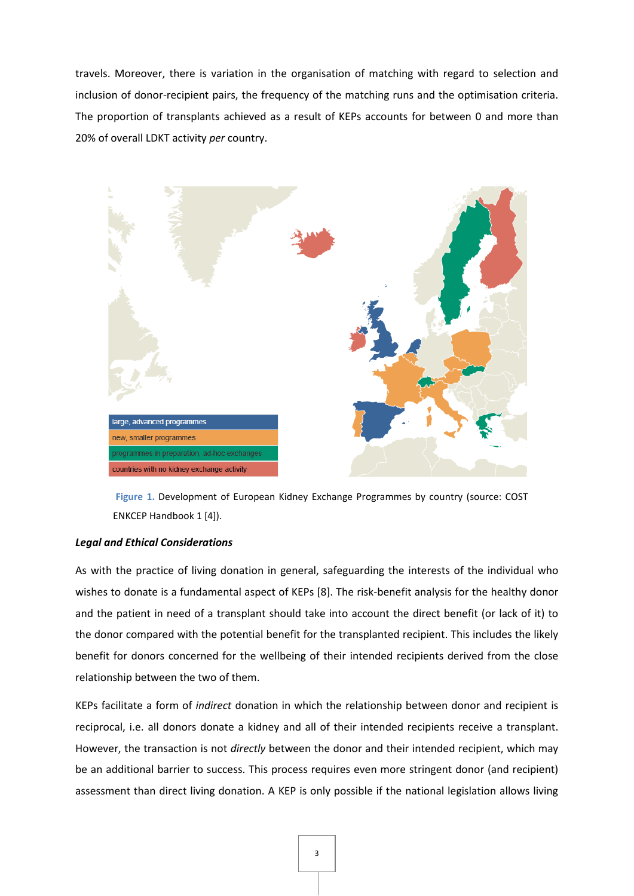travels. Moreover, there is variation in the organisation of matching with regard to selection and inclusion of donor-recipient pairs, the frequency of the matching runs and the optimisation criteria. The proportion of transplants achieved as a result of KEPs accounts for between 0 and more than 20% of overall LDKT activity *per* country.

**Figure 1.** Development of European Kidney Exchange Programmes by country (source: COST ENKCEP Handbook 1 [4]).

***Legal and Ethical Considerations***

As with the practice of living donation in general, safeguarding the interests of the individual who wishes to donate is a fundamental aspect of KEPs [8]. The risk-benefit analysis for the healthy donor and the patient in need of a transplant should take into account the direct benefit (or lack of it) to the donor compared with the potential benefit for the transplanted recipient. This includes the likely benefit for donors concerned for the wellbeing of their intended recipients derived from the close relationship between the two of them.

KEPs facilitate a form of *indirect* donation in which the relationship between donor and recipient is reciprocal, i.e. all donors donate a kidney and all of their intended recipients receive a transplant. However, the transaction is not *directly* between the donor and their intended recipient, which may be an additional barrier to success. This process requires even more stringent donor (and recipient) assessment than direct living donation. A KEP is only possible if the national legislation allows living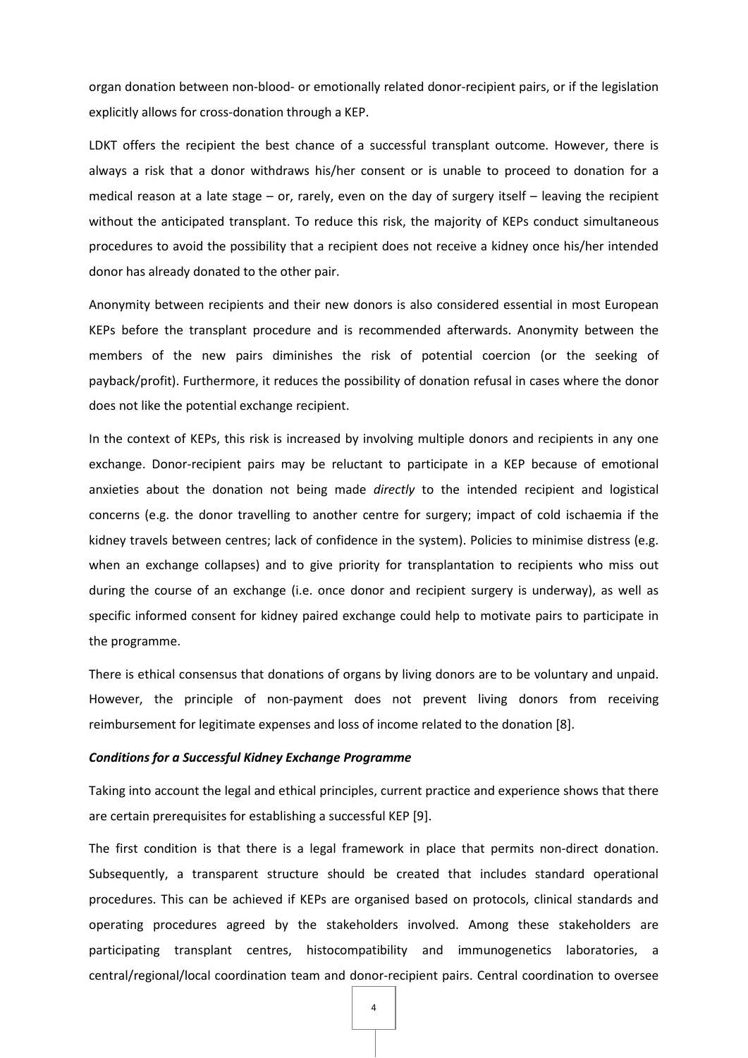organ donation between non-blood- or emotionally related donor-recipient pairs, or if the legislation explicitly allows for cross-donation through a KEP.

LDKT offers the recipient the best chance of a successful transplant outcome. However, there is always a risk that a donor withdraws his/her consent or is unable to proceed to donation for a medical reason at a late stage – or, rarely, even on the day of surgery itself – leaving the recipient without the anticipated transplant. To reduce this risk, the majority of KEPs conduct simultaneous procedures to avoid the possibility that a recipient does not receive a kidney once his/her intended donor has already donated to the other pair.

Anonymity between recipients and their new donors is also considered essential in most European KEPs before the transplant procedure and is recommended afterwards. Anonymity between the members of the new pairs diminishes the risk of potential coercion (or the seeking of payback/profit). Furthermore, it reduces the possibility of donation refusal in cases where the donor does not like the potential exchange recipient.

In the context of KEPs, this risk is increased by involving multiple donors and recipients in any one exchange. Donor-recipient pairs may be reluctant to participate in a KEP because of emotional anxieties about the donation not being made *directly* to the intended recipient and logistical concerns (e.g. the donor travelling to another centre for surgery; impact of cold ischaemia if the kidney travels between centres; lack of confidence in the system). Policies to minimise distress (e.g. when an exchange collapses) and to give priority for transplantation to recipients who miss out during the course of an exchange (i.e. once donor and recipient surgery is underway), as well as specific informed consent for kidney paired exchange could help to motivate pairs to participate in the programme.

There is ethical consensus that donations of organs by living donors are to be voluntary and unpaid. However, the principle of non-payment does not prevent living donors from receiving reimbursement for legitimate expenses and loss of income related to the donation [8].

***Conditions for a Successful Kidney Exchange Programme***

Taking into account the legal and ethical principles, current practice and experience shows that there are certain prerequisites for establishing a successful KEP [9].

The first condition is that there is a legal framework in place that permits non-direct donation. Subsequently, a transparent structure should be created that includes standard operational procedures. This can be achieved if KEPs are organised based on protocols, clinical standards and operating procedures agreed by the stakeholders involved. Among these stakeholders are participating transplant centres, histocompatibility and immunogenetics laboratories, a central/regional/local coordination team and donor-recipient pairs. Central coordination to oversee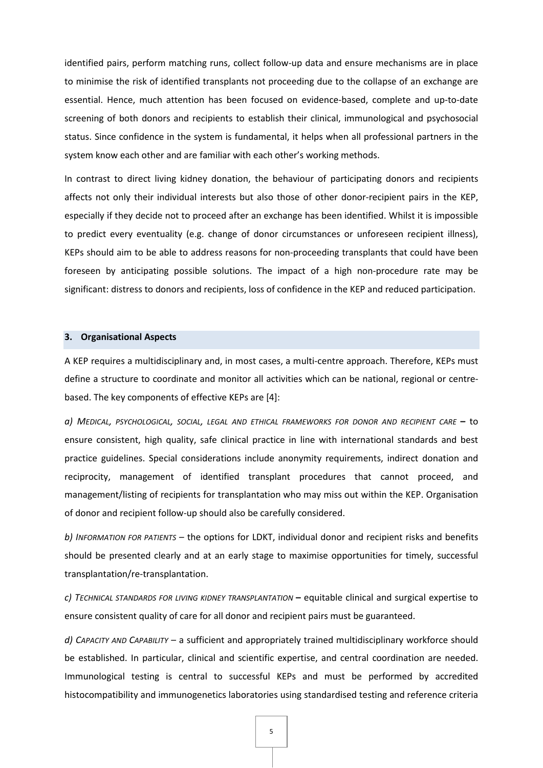identified pairs, perform matching runs, collect follow-up data and ensure mechanisms are in place to minimise the risk of identified transplants not proceeding due to the collapse of an exchange are essential. Hence, much attention has been focused on evidence-based, complete and up-to-date screening of both donors and recipients to establish their clinical, immunological and psychosocial status. Since confidence in the system is fundamental, it helps when all professional partners in the system know each other and are familiar with each other's working methods.

In contrast to direct living kidney donation, the behaviour of participating donors and recipients affects not only their individual interests but also those of other donor-recipient pairs in the KEP, especially if they decide not to proceed after an exchange has been identified. Whilst it is impossible to predict every eventuality (e.g. change of donor circumstances or unforeseen recipient illness), KEPs should aim to be able to address reasons for non-proceeding transplants that could have been foreseen by anticipating possible solutions. The impact of a high non-procedure rate may be significant: distress to donors and recipients, loss of confidence in the KEP and reduced participation.

## 3. Organisational Aspects

A KEP requires a multidisciplinary and, in most cases, a multi-centre approach. Therefore, KEPs must define a structure to coordinate and monitor all activities which can be national, regional or centre-based. The key components of effective KEPs are [4]:

*a) Medical, psychological, social, legal and ethical frameworks for donor and recipient care* **–** to ensure consistent, high quality, safe clinical practice in line with international standards and best practice guidelines. Special considerations include anonymity requirements, indirect donation and reciprocity, management of identified transplant procedures that cannot proceed, and management/listing of recipients for transplantation who may miss out within the KEP. Organisation of donor and recipient follow-up should also be carefully considered.

*b) Information for patients* – the options for LDKT, individual donor and recipient risks and benefits should be presented clearly and at an early stage to maximise opportunities for timely, successful transplantation/re-transplantation.

*c) Technical standards for living kidney transplantation* **–** equitable clinical and surgical expertise to ensure consistent quality of care for all donor and recipient pairs must be guaranteed.

*d) Capacity and Capability* – a sufficient and appropriately trained multidisciplinary workforce should be established. In particular, clinical and scientific expertise, and central coordination are needed. Immunological testing is central to successful KEPs and must be performed by accredited histocompatibility and immunogenetics laboratories using standardised testing and reference criteria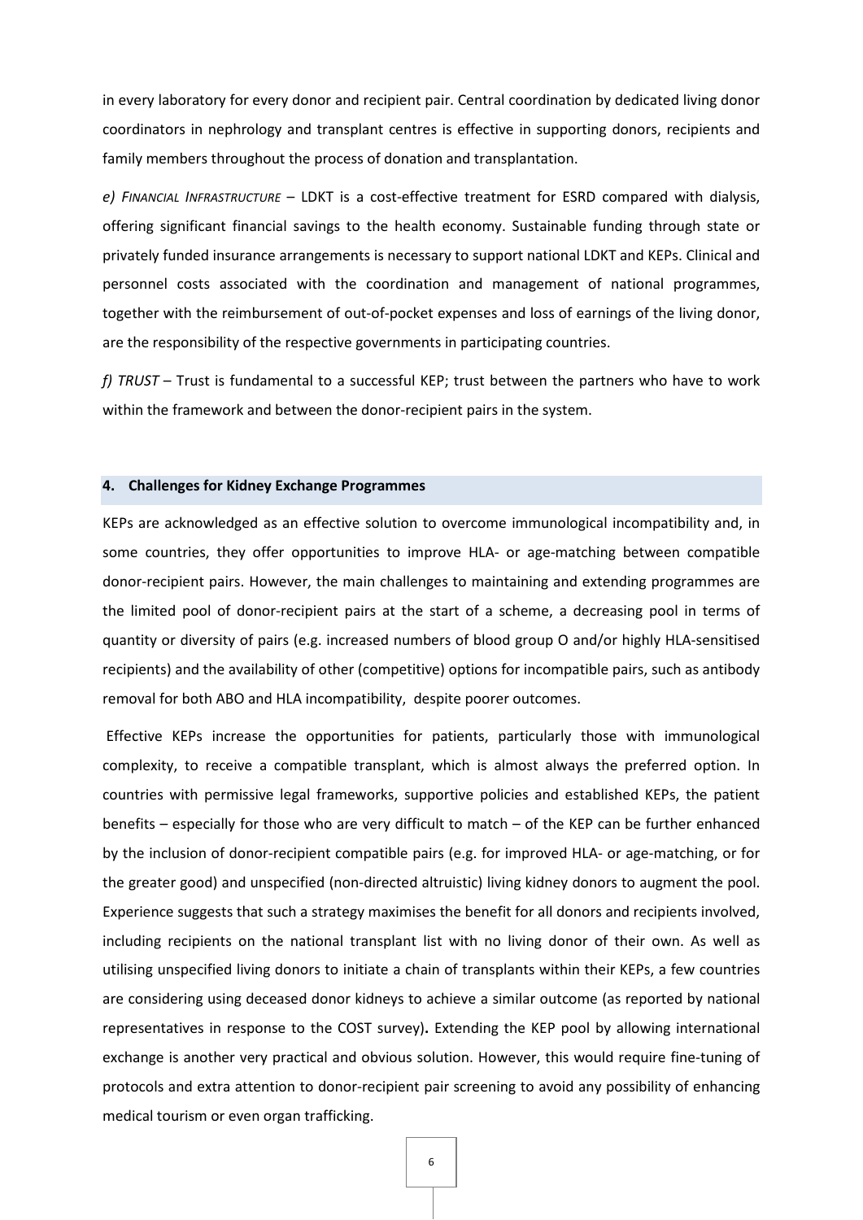in every laboratory for every donor and recipient pair. Central coordination by dedicated living donor coordinators in nephrology and transplant centres is effective in supporting donors, recipients and family members throughout the process of donation and transplantation.

*e) Financial Infrastructure* – LDKT is a cost-effective treatment for ESRD compared with dialysis, offering significant financial savings to the health economy. Sustainable funding through state or privately funded insurance arrangements is necessary to support national LDKT and KEPs. Clinical and personnel costs associated with the coordination and management of national programmes, together with the reimbursement of out-of-pocket expenses and loss of earnings of the living donor, are the responsibility of the respective governments in participating countries.

*f) TRUST* – Trust is fundamental to a successful KEP; trust between the partners who have to work within the framework and between the donor-recipient pairs in the system.

## 4. Challenges for Kidney Exchange Programmes

KEPs are acknowledged as an effective solution to overcome immunological incompatibility and, in some countries, they offer opportunities to improve HLA- or age-matching between compatible donor-recipient pairs. However, the main challenges to maintaining and extending programmes are the limited pool of donor-recipient pairs at the start of a scheme, a decreasing pool in terms of quantity or diversity of pairs (e.g. increased numbers of blood group O and/or highly HLA-sensitised recipients) and the availability of other (competitive) options for incompatible pairs, such as antibody removal for both ABO and HLA incompatibility, despite poorer outcomes.

Effective KEPs increase the opportunities for patients, particularly those with immunological complexity, to receive a compatible transplant, which is almost always the preferred option. In countries with permissive legal frameworks, supportive policies and established KEPs, the patient benefits – especially for those who are very difficult to match – of the KEP can be further enhanced by the inclusion of donor-recipient compatible pairs (e.g. for improved HLA- or age-matching, or for the greater good) and unspecified (non-directed altruistic) living kidney donors to augment the pool. Experience suggests that such a strategy maximises the benefit for all donors and recipients involved, including recipients on the national transplant list with no living donor of their own. As well as utilising unspecified living donors to initiate a chain of transplants within their KEPs, a few countries are considering using deceased donor kidneys to achieve a similar outcome (as reported by national representatives in response to the COST survey). Extending the KEP pool by allowing international exchange is another very practical and obvious solution. However, this would require fine-tuning of protocols and extra attention to donor-recipient pair screening to avoid any possibility of enhancing medical tourism or even organ trafficking.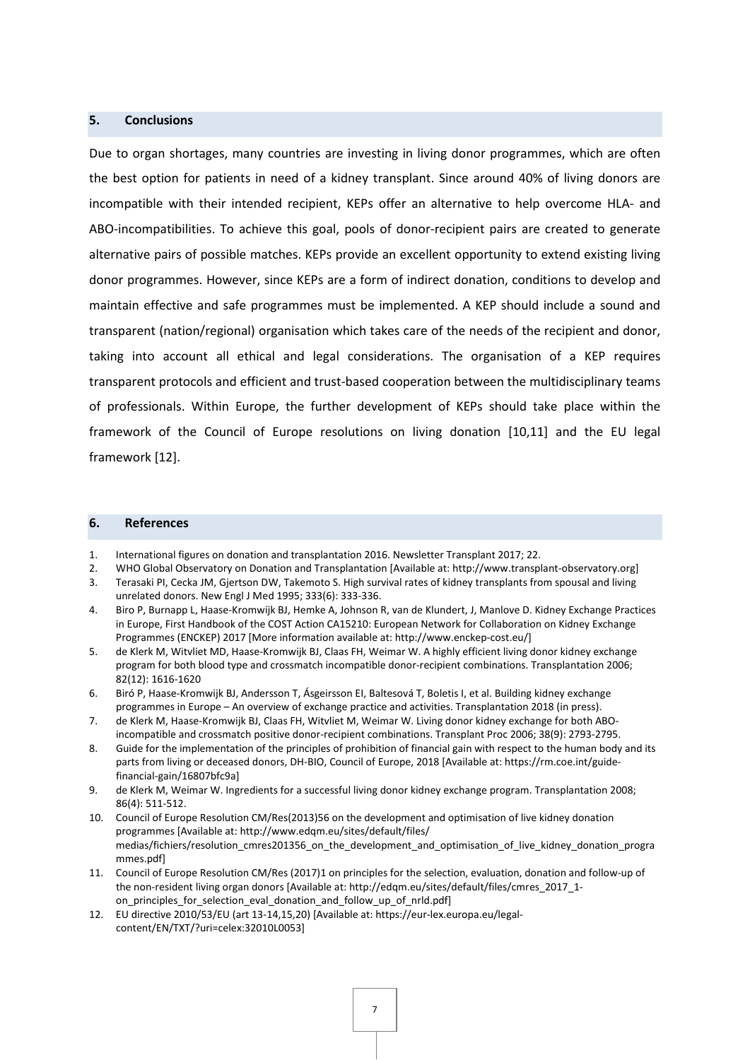## 5. Conclusions

Due to organ shortages, many countries are investing in living donor programmes, which are often the best option for patients in need of a kidney transplant. Since around 40% of living donors are incompatible with their intended recipient, KEPs offer an alternative to help overcome HLA- and ABO-incompatibilities. To achieve this goal, pools of donor-recipient pairs are created to generate alternative pairs of possible matches. KEPs provide an excellent opportunity to extend existing living donor programmes. However, since KEPs are a form of indirect donation, conditions to develop and maintain effective and safe programmes must be implemented. A KEP should include a sound and transparent (nation/regional) organisation which takes care of the needs of the recipient and donor, taking into account all ethical and legal considerations. The organisation of a KEP requires transparent protocols and efficient and trust-based cooperation between the multidisciplinary teams of professionals. Within Europe, the further development of KEPs should take place within the framework of the Council of Europe resolutions on living donation [10,11] and the EU legal framework [12].

## 6. References

1. International figures on donation and transplantation 2016. Newsletter Transplant 2017; 22.
2. WHO Global Observatory on Donation and Transplantation [Available at: http://www.transplant-observatory.org]
3. Terasaki PI, Cecka JM, Gjertson DW, Takemoto S. High survival rates of kidney transplants from spousal and living unrelated donors. New Engl J Med 1995; 333(6): 333-336.
4. Biro P, Burnapp L, Haase-Kromwijk BJ, Hemke A, Johnson R, van de Klundert, J, Manlove D. Kidney Exchange Practices in Europe, First Handbook of the COST Action CA15210: European Network for Collaboration on Kidney Exchange Programmes (ENCKEP) 2017 [More information available at: http://www.enckep-cost.eu/]
5. de Klerk M, Witvliet MD, Haase-Kromwijk BJ, Claas FH, Weimar W. A highly efficient living donor kidney exchange program for both blood type and crossmatch incompatible donor-recipient combinations. Transplantation 2006; 82(12): 1616-1620
6. Biró P, Haase-Kromwijk BJ, Andersson T, Ásgeirsson EI, Baltesová T, Boletis I, et al. Building kidney exchange programmes in Europe – An overview of exchange practice and activities. Transplantation 2018 (in press).
7. de Klerk M, Haase-Kromwijk BJ, Claas FH, Witvliet M, Weimar W. Living donor kidney exchange for both ABO-incompatible and crossmatch positive donor-recipient combinations. Transplant Proc 2006; 38(9): 2793-2795.
8. Guide for the implementation of the principles of prohibition of financial gain with respect to the human body and its parts from living or deceased donors, DH-BIO, Council of Europe, 2018 [Available at: https://rm.coe.int/guide-financial-gain/16807bfc9a]
9. de Klerk M, Weimar W. Ingredients for a successful living donor kidney exchange program. Transplantation 2008; 86(4): 511-512.
10. Council of Europe Resolution CM/Res(2013)56 on the development and optimisation of live kidney donation programmes [Available at: http://www.edqm.eu/sites/default/files/medias/fichiers/resolution_cmres201356_on_the_development_and_optimisation_of_live_kidney_donation_programmes.pdf]
11. Council of Europe Resolution CM/Res (2017)1 on principles for the selection, evaluation, donation and follow-up of the non-resident living organ donors [Available at: http://edqm.eu/sites/default/files/cmres_2017_1-on_principles_for_selection_eval_donation_and_follow_up_of_nrld.pdf]
12. EU directive 2010/53/EU (art 13-14,15,20) [Available at: https://eur-lex.europa.eu/legal-content/EN/TXT/?uri=celex:32010L0053]